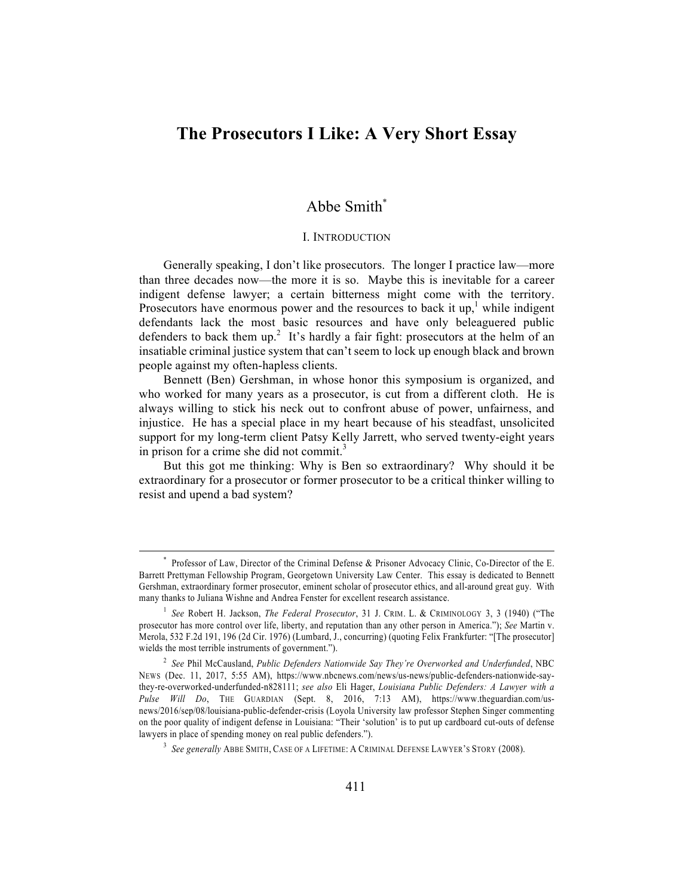# The Prosecutors I Like: A Very Short Essay

## Abbe Smith[*]

### I. Introduction

Generally speaking, I don't like prosecutors. The longer I practice law—more than three decades now—the more it is so. Maybe this is inevitable for a career indigent defense lawyer; a certain bitterness might come with the territory. Prosecutors have enormous power and the resources to back it up,[1] while indigent defendants lack the most basic resources and have only beleaguered public defenders to back them up.[2] It's hardly a fair fight: prosecutors at the helm of an insatiable criminal justice system that can't seem to lock up enough black and brown people against my often-hapless clients.

Bennett (Ben) Gershman, in whose honor this symposium is organized, and who worked for many years as a prosecutor, is cut from a different cloth. He is always willing to stick his neck out to confront abuse of power, unfairness, and injustice. He has a special place in my heart because of his steadfast, unsolicited support for my long-term client Patsy Kelly Jarrett, who served twenty-eight years in prison for a crime she did not commit.[3]

But this got me thinking: Why is Ben so extraordinary? Why should it be extraordinary for a prosecutor or former prosecutor to be a critical thinker willing to resist and upend a bad system?

---

[*] Professor of Law, Director of the Criminal Defense & Prisoner Advocacy Clinic, Co-Director of the E. Barrett Prettyman Fellowship Program, Georgetown University Law Center. This essay is dedicated to Bennett Gershman, extraordinary former prosecutor, eminent scholar of prosecutor ethics, and all-around great guy. With many thanks to Juliana Wishne and Andrea Fenster for excellent research assistance.

[1] *See* Robert H. Jackson, *The Federal Prosecutor*, 31 J. CRIM. L. & CRIMINOLOGY 3, 3 (1940) ("The prosecutor has more control over life, liberty, and reputation than any other person in America."); *See* Martin v. Merola, 532 F.2d 191, 196 (2d Cir. 1976) (Lumbard, J., concurring) (quoting Felix Frankfurter: "[The prosecutor] wields the most terrible instruments of government.").

[2] *See* Phil McCausland, *Public Defenders Nationwide Say They're Overworked and Underfunded*, NBC NEWS (Dec. 11, 2017, 5:55 AM), https://www.nbcnews.com/news/us-news/public-defenders-nationwide-say-they-re-overworked-underfunded-n828111; *see also* Eli Hager, *Louisiana Public Defenders: A Lawyer with a Pulse Will Do*, THE GUARDIAN (Sept. 8, 2016, 7:13 AM), https://www.theguardian.com/us-news/2016/sep/08/louisiana-public-defender-crisis (Loyola University law professor Stephen Singer commenting on the poor quality of indigent defense in Louisiana: "Their 'solution' is to put up cardboard cut-outs of defense lawyers in place of spending money on real public defenders.").

[3] *See generally* ABBE SMITH, CASE OF A LIFETIME: A CRIMINAL DEFENSE LAWYER'S STORY (2008).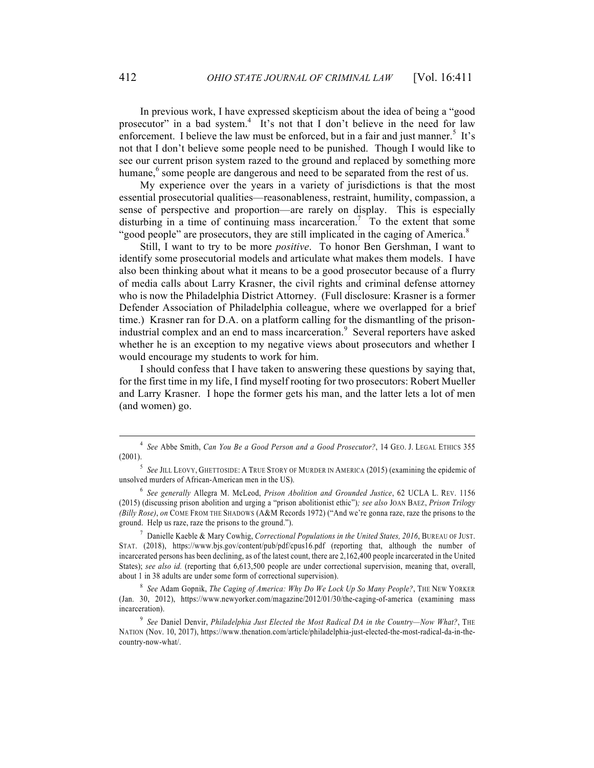In previous work, I have expressed skepticism about the idea of being a "good prosecutor" in a bad system.[4] It's not that I don't believe in the need for law enforcement. I believe the law must be enforced, but in a fair and just manner.[5] It's not that I don't believe some people need to be punished. Though I would like to see our current prison system razed to the ground and replaced by something more humane,[6] some people are dangerous and need to be separated from the rest of us.

My experience over the years in a variety of jurisdictions is that the most essential prosecutorial qualities—reasonableness, restraint, humility, compassion, a sense of perspective and proportion—are rarely on display. This is especially disturbing in a time of continuing mass incarceration.[7] To the extent that some "good people" are prosecutors, they are still implicated in the caging of America.[8]

Still, I want to try to be more *positive*. To honor Ben Gershman, I want to identify some prosecutorial models and articulate what makes them models. I have also been thinking about what it means to be a good prosecutor because of a flurry of media calls about Larry Krasner, the civil rights and criminal defense attorney who is now the Philadelphia District Attorney. (Full disclosure: Krasner is a former Defender Association of Philadelphia colleague, where we overlapped for a brief time.) Krasner ran for D.A. on a platform calling for the dismantling of the prison-industrial complex and an end to mass incarceration.[9] Several reporters have asked whether he is an exception to my negative views about prosecutors and whether I would encourage my students to work for him.

I should confess that I have taken to answering these questions by saying that, for the first time in my life, I find myself rooting for two prosecutors: Robert Mueller and Larry Krasner. I hope the former gets his man, and the latter lets a lot of men (and women) go.

---

[4] *See* Abbe Smith, *Can You Be a Good Person and a Good Prosecutor?*, 14 GEO. J. LEGAL ETHICS 355 (2001).

[5] *See* JILL LEOVY, GHETTOSIDE: A TRUE STORY OF MURDER IN AMERICA (2015) (examining the epidemic of unsolved murders of African-American men in the US).

[6] *See generally* Allegra M. McLeod, *Prison Abolition and Grounded Justice*, 62 UCLA L. REV. 1156 (2015) (discussing prison abolition and urging a "prison abolitionist ethic")*; see also* JOAN BAEZ, *Prison Trilogy (Billy Rose)*, *on* COME FROM THE SHADOWS (A&M Records 1972) ("And we're gonna raze, raze the prisons to the ground. Help us raze, raze the prisons to the ground.").

[7] Danielle Kaeble & Mary Cowhig, *Correctional Populations in the United States, 2016*, BUREAU OF JUST. STAT. (2018), https://www.bjs.gov/content/pub/pdf/cpus16.pdf (reporting that, although the number of incarcerated persons has been declining, as of the latest count, there are 2,162,400 people incarcerated in the United States); *see also id.* (reporting that 6,613,500 people are under correctional supervision, meaning that, overall, about 1 in 38 adults are under some form of correctional supervision).

[8] *See* Adam Gopnik, *The Caging of America: Why Do We Lock Up So Many People?*, THE NEW YORKER (Jan. 30, 2012), https://www.newyorker.com/magazine/2012/01/30/the-caging-of-america (examining mass incarceration).

[9] *See* Daniel Denvir, *Philadelphia Just Elected the Most Radical DA in the Country—Now What?*, THE NATION (Nov. 10, 2017), https://www.thenation.com/article/philadelphia-just-elected-the-most-radical-da-in-the-country-now-what/.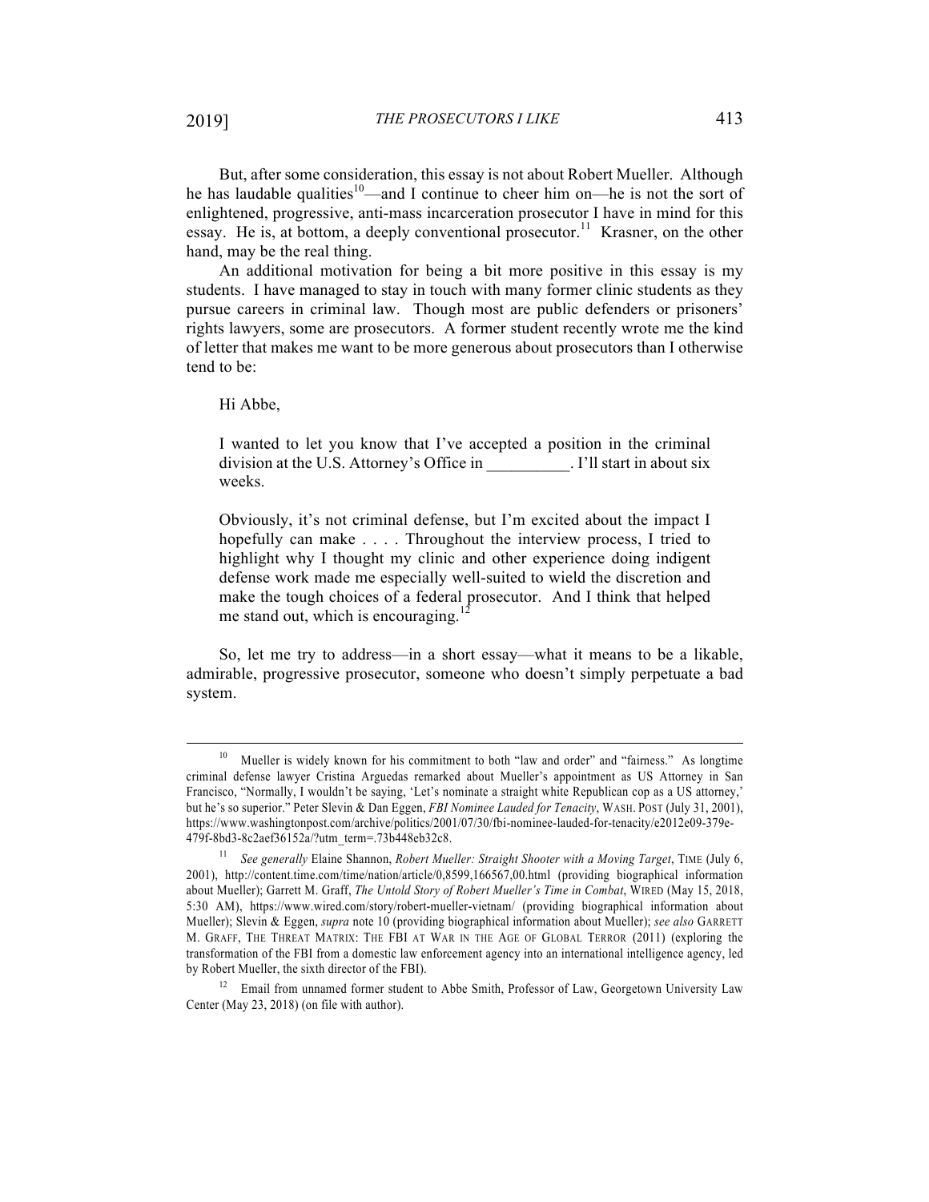But, after some consideration, this essay is not about Robert Mueller. Although he has laudable qualities[10]—and I continue to cheer him on—he is not the sort of enlightened, progressive, anti-mass incarceration prosecutor I have in mind for this essay. He is, at bottom, a deeply conventional prosecutor.[11] Krasner, on the other hand, may be the real thing.

An additional motivation for being a bit more positive in this essay is my students. I have managed to stay in touch with many former clinic students as they pursue careers in criminal law. Though most are public defenders or prisoners' rights lawyers, some are prosecutors. A former student recently wrote me the kind of letter that makes me want to be more generous about prosecutors than I otherwise tend to be:

> Hi Abbe,
>
> I wanted to let you know that I've accepted a position in the criminal division at the U.S. Attorney's Office in __________. I'll start in about six weeks.
>
> Obviously, it's not criminal defense, but I'm excited about the impact I hopefully can make . . . . Throughout the interview process, I tried to highlight why I thought my clinic and other experience doing indigent defense work made me especially well-suited to wield the discretion and make the tough choices of a federal prosecutor. And I think that helped me stand out, which is encouraging.[12]

So, let me try to address—in a short essay—what it means to be a likable, admirable, progressive prosecutor, someone who doesn't simply perpetuate a bad system.

---

[10] Mueller is widely known for his commitment to both "law and order" and "fairness." As longtime criminal defense lawyer Cristina Arguedas remarked about Mueller's appointment as US Attorney in San Francisco, "Normally, I wouldn't be saying, 'Let's nominate a straight white Republican cop as a US attorney,' but he's so superior." Peter Slevin & Dan Eggen, *FBI Nominee Lauded for Tenacity*, WASH. POST (July 31, 2001), https://www.washingtonpost.com/archive/politics/2001/07/30/fbi-nominee-lauded-for-tenacity/e2012e09-379e-479f-8bd3-8c2aef36152a/?utm_term=.73b448eb32c8.

[11] *See generally* Elaine Shannon, *Robert Mueller: Straight Shooter with a Moving Target*, TIME (July 6, 2001), http://content.time.com/time/nation/article/0,8599,166567,00.html (providing biographical information about Mueller); Garrett M. Graff, *The Untold Story of Robert Mueller's Time in Combat*, WIRED (May 15, 2018, 5:30 AM), https://www.wired.com/story/robert-mueller-vietnam/ (providing biographical information about Mueller); Slevin & Eggen, *supra* note 10 (providing biographical information about Mueller); *see also* GARRETT M. GRAFF, THE THREAT MATRIX: THE FBI AT WAR IN THE AGE OF GLOBAL TERROR (2011) (exploring the transformation of the FBI from a domestic law enforcement agency into an international intelligence agency, led by Robert Mueller, the sixth director of the FBI).

[12] Email from unnamed former student to Abbe Smith, Professor of Law, Georgetown University Law Center (May 23, 2018) (on file with author).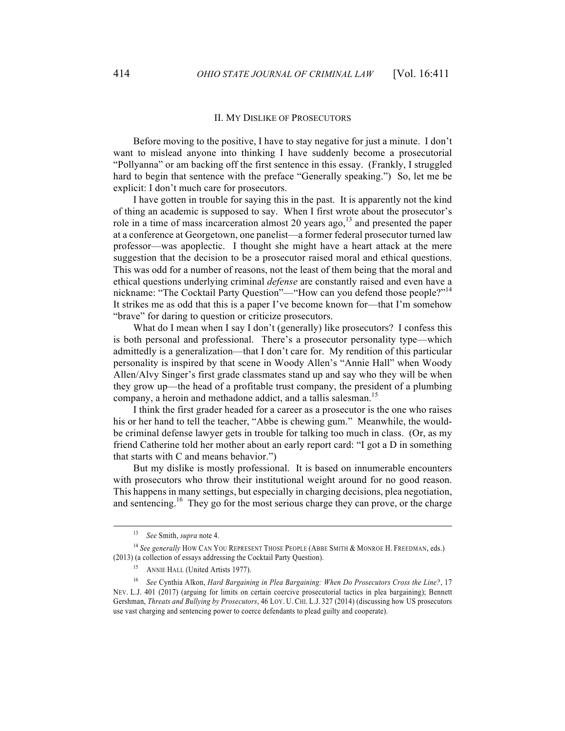## II. MY DISLIKE OF PROSECUTORS

Before moving to the positive, I have to stay negative for just a minute. I don't want to mislead anyone into thinking I have suddenly become a prosecutorial "Pollyanna" or am backing off the first sentence in this essay. (Frankly, I struggled hard to begin that sentence with the preface "Generally speaking.") So, let me be explicit: I don't much care for prosecutors.

I have gotten in trouble for saying this in the past. It is apparently not the kind of thing an academic is supposed to say. When I first wrote about the prosecutor's role in a time of mass incarceration almost 20 years ago,[13] and presented the paper at a conference at Georgetown, one panelist—a former federal prosecutor turned law professor—was apoplectic. I thought she might have a heart attack at the mere suggestion that the decision to be a prosecutor raised moral and ethical questions. This was odd for a number of reasons, not the least of them being that the moral and ethical questions underlying criminal *defense* are constantly raised and even have a nickname: "The Cocktail Party Question"—"How can you defend those people?"[14] It strikes me as odd that this is a paper I've become known for—that I'm somehow "brave" for daring to question or criticize prosecutors.

What do I mean when I say I don't (generally) like prosecutors? I confess this is both personal and professional. There's a prosecutor personality type—which admittedly is a generalization—that I don't care for. My rendition of this particular personality is inspired by that scene in Woody Allen's "Annie Hall" when Woody Allen/Alvy Singer's first grade classmates stand up and say who they will be when they grow up—the head of a profitable trust company, the president of a plumbing company, a heroin and methadone addict, and a tallis salesman.[15]

I think the first grader headed for a career as a prosecutor is the one who raises his or her hand to tell the teacher, "Abbe is chewing gum." Meanwhile, the would-be criminal defense lawyer gets in trouble for talking too much in class. (Or, as my friend Catherine told her mother about an early report card: "I got a D in something that starts with C and means behavior.")

But my dislike is mostly professional. It is based on innumerable encounters with prosecutors who throw their institutional weight around for no good reason. This happens in many settings, but especially in charging decisions, plea negotiation, and sentencing.[16] They go for the most serious charge they can prove, or the charge

---

[13] *See* Smith, *supra* note 4.

[14] *See generally* HOW CAN YOU REPRESENT THOSE PEOPLE (ABBE SMITH & MONROE H. FREEDMAN, eds.) (2013) (a collection of essays addressing the Cocktail Party Question).

[15] ANNIE HALL (United Artists 1977).

[16] *See* Cynthia Alkon, *Hard Bargaining in Plea Bargaining: When Do Prosecutors Cross the Line?*, 17 NEV. L.J. 401 (2017) (arguing for limits on certain coercive prosecutorial tactics in plea bargaining); Bennett Gershman, *Threats and Bullying by Prosecutors*, 46 LOY. U. CHI. L.J. 327 (2014) (discussing how US prosecutors use vast charging and sentencing power to coerce defendants to plead guilty and cooperate).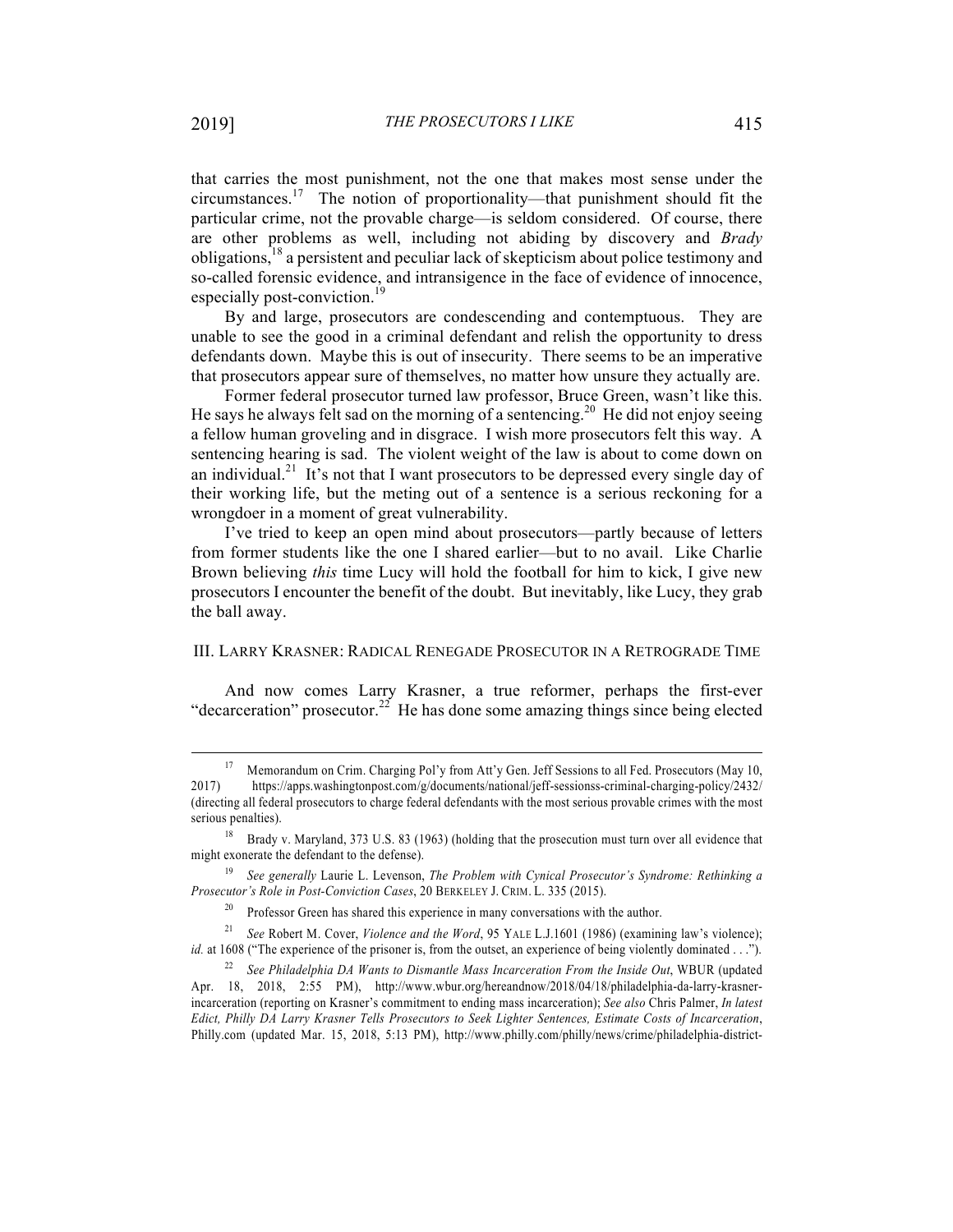that carries the most punishment, not the one that makes most sense under the circumstances.[17] The notion of proportionality—that punishment should fit the particular crime, not the provable charge—is seldom considered. Of course, there are other problems as well, including not abiding by discovery and *Brady* obligations,[18] a persistent and peculiar lack of skepticism about police testimony and so-called forensic evidence, and intransigence in the face of evidence of innocence, especially post-conviction.[19]

By and large, prosecutors are condescending and contemptuous. They are unable to see the good in a criminal defendant and relish the opportunity to dress defendants down. Maybe this is out of insecurity. There seems to be an imperative that prosecutors appear sure of themselves, no matter how unsure they actually are.

Former federal prosecutor turned law professor, Bruce Green, wasn't like this. He says he always felt sad on the morning of a sentencing.[20] He did not enjoy seeing a fellow human groveling and in disgrace. I wish more prosecutors felt this way. A sentencing hearing is sad. The violent weight of the law is about to come down on an individual.[21] It's not that I want prosecutors to be depressed every single day of their working life, but the meting out of a sentence is a serious reckoning for a wrongdoer in a moment of great vulnerability.

I've tried to keep an open mind about prosecutors—partly because of letters from former students like the one I shared earlier—but to no avail. Like Charlie Brown believing *this* time Lucy will hold the football for him to kick, I give new prosecutors I encounter the benefit of the doubt. But inevitably, like Lucy, they grab the ball away.

## III. Larry Krasner: Radical Renegade Prosecutor in a Retrograde Time

And now comes Larry Krasner, a true reformer, perhaps the first-ever "decarceration" prosecutor.[22] He has done some amazing things since being elected

---

[17] Memorandum on Crim. Charging Pol'y from Att'y Gen. Jeff Sessions to all Fed. Prosecutors (May 10, 2017) https://apps.washingtonpost.com/g/documents/national/jeff-sessionss-criminal-charging-policy/2432/ (directing all federal prosecutors to charge federal defendants with the most serious provable crimes with the most serious penalties).

[18] Brady v. Maryland, 373 U.S. 83 (1963) (holding that the prosecution must turn over all evidence that might exonerate the defendant to the defense).

[19] *See generally* Laurie L. Levenson, *The Problem with Cynical Prosecutor's Syndrome: Rethinking a Prosecutor's Role in Post-Conviction Cases*, 20 Berkeley J. Crim. L. 335 (2015).

[20] Professor Green has shared this experience in many conversations with the author.

[21] *See* Robert M. Cover, *Violence and the Word*, 95 Yale L.J.1601 (1986) (examining law's violence); *id.* at 1608 ("The experience of the prisoner is, from the outset, an experience of being violently dominated . . .").

[22] *See Philadelphia DA Wants to Dismantle Mass Incarceration From the Inside Out*, WBUR (updated Apr. 18, 2018, 2:55 PM), http://www.wbur.org/hereandnow/2018/04/18/philadelphia-da-larry-krasner-incarceration (reporting on Krasner's commitment to ending mass incarceration); *See also* Chris Palmer, *In latest Edict, Philly DA Larry Krasner Tells Prosecutors to Seek Lighter Sentences, Estimate Costs of Incarceration*, Philly.com (updated Mar. 15, 2018, 5:13 PM), http://www.philly.com/philly/news/crime/philadelphia-district-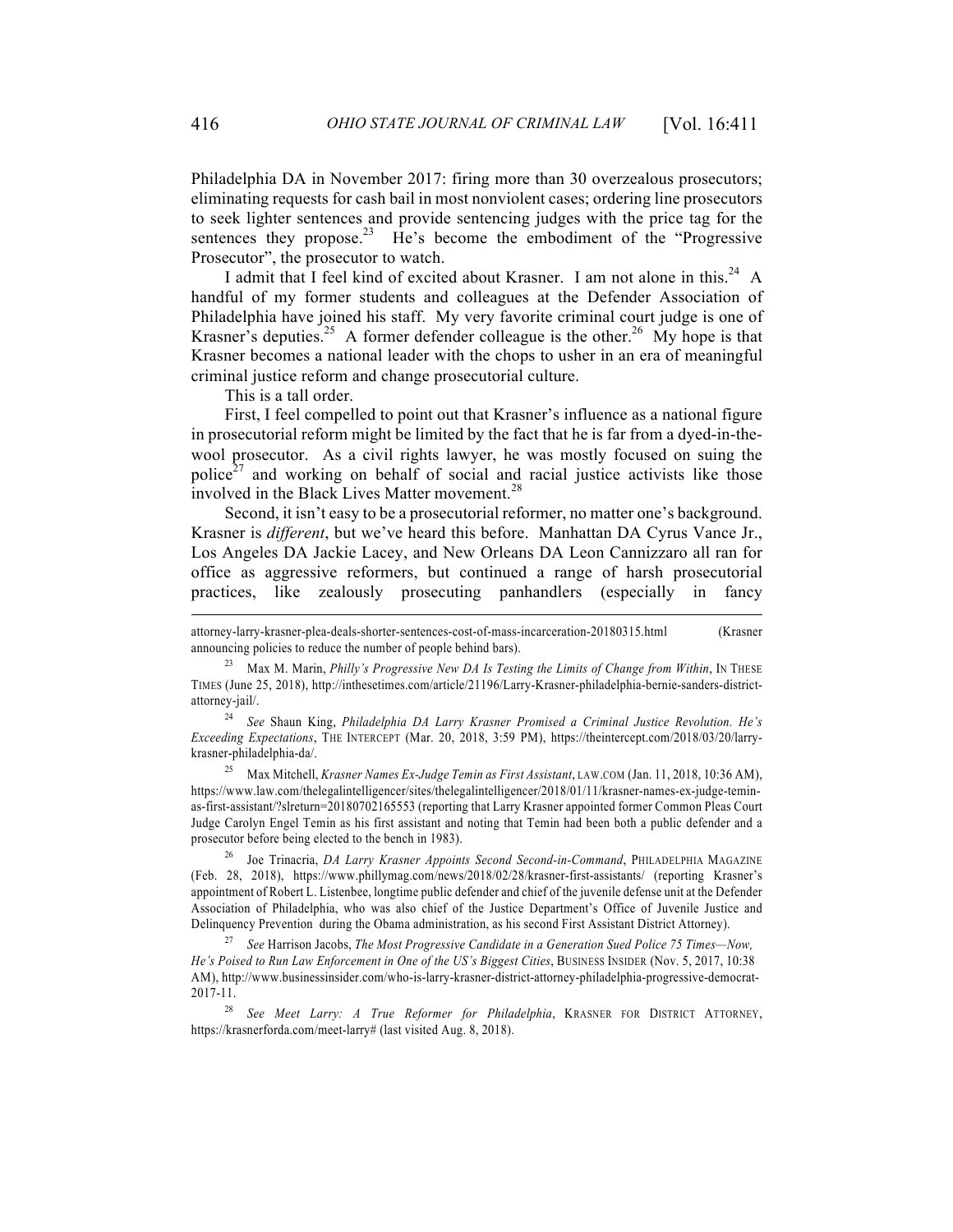Philadelphia DA in November 2017: firing more than 30 overzealous prosecutors; eliminating requests for cash bail in most nonviolent cases; ordering line prosecutors to seek lighter sentences and provide sentencing judges with the price tag for the sentences they propose.[23] He's become the embodiment of the "Progressive Prosecutor", the prosecutor to watch.

I admit that I feel kind of excited about Krasner. I am not alone in this.[24] A handful of my former students and colleagues at the Defender Association of Philadelphia have joined his staff. My very favorite criminal court judge is one of Krasner's deputies.[25] A former defender colleague is the other.[26] My hope is that Krasner becomes a national leader with the chops to usher in an era of meaningful criminal justice reform and change prosecutorial culture.

This is a tall order.

First, I feel compelled to point out that Krasner's influence as a national figure in prosecutorial reform might be limited by the fact that he is far from a dyed-in-the-wool prosecutor. As a civil rights lawyer, he was mostly focused on suing the police[27] and working on behalf of social and racial justice activists like those involved in the Black Lives Matter movement.[28]

Second, it isn't easy to be a prosecutorial reformer, no matter one's background. Krasner is *different*, but we've heard this before. Manhattan DA Cyrus Vance Jr., Los Angeles DA Jackie Lacey, and New Orleans DA Leon Cannizzaro all ran for office as aggressive reformers, but continued a range of harsh prosecutorial practices, like zealously prosecuting panhandlers (especially in fancy

---

attorney-larry-krasner-plea-deals-shorter-sentences-cost-of-mass-incarceration-20180315.html (Krasner announcing policies to reduce the number of people behind bars).

[23] Max M. Marin, *Philly's Progressive New DA Is Testing the Limits of Change from Within*, IN THESE TIMES (June 25, 2018), http://inthesetimes.com/article/21196/Larry-Krasner-philadelphia-bernie-sanders-district-attorney-jail/.

[24] *See* Shaun King, *Philadelphia DA Larry Krasner Promised a Criminal Justice Revolution. He's Exceeding Expectations*, THE INTERCEPT (Mar. 20, 2018, 3:59 PM), https://theintercept.com/2018/03/20/larry-krasner-philadelphia-da/.

[25] Max Mitchell, *Krasner Names Ex-Judge Temin as First Assistant*, LAW.COM (Jan. 11, 2018, 10:36 AM), https://www.law.com/thelegalintelligencer/sites/thelegalintelligencer/2018/01/11/krasner-names-ex-judge-temin-as-first-assistant/?slreturn=20180702165553 (reporting that Larry Krasner appointed former Common Pleas Court Judge Carolyn Engel Temin as his first assistant and noting that Temin had been both a public defender and a prosecutor before being elected to the bench in 1983).

[26] Joe Trinacria, *DA Larry Krasner Appoints Second Second-in-Command*, PHILADELPHIA MAGAZINE (Feb. 28, 2018), https://www.phillymag.com/news/2018/02/28/krasner-first-assistants/ (reporting Krasner's appointment of Robert L. Listenbee, longtime public defender and chief of the juvenile defense unit at the Defender Association of Philadelphia, who was also chief of the Justice Department's Office of Juvenile Justice and Delinquency Prevention during the Obama administration, as his second First Assistant District Attorney).

[27] *See* Harrison Jacobs, *The Most Progressive Candidate in a Generation Sued Police 75 Times—Now, He's Poised to Run Law Enforcement in One of the US's Biggest Cities*, BUSINESS INSIDER (Nov. 5, 2017, 10:38 AM), http://www.businessinsider.com/who-is-larry-krasner-district-attorney-philadelphia-progressive-democrat-2017-11.

[28] *See Meet Larry: A True Reformer for Philadelphia*, KRASNER FOR DISTRICT ATTORNEY, https://krasnerforda.com/meet-larry# (last visited Aug. 8, 2018).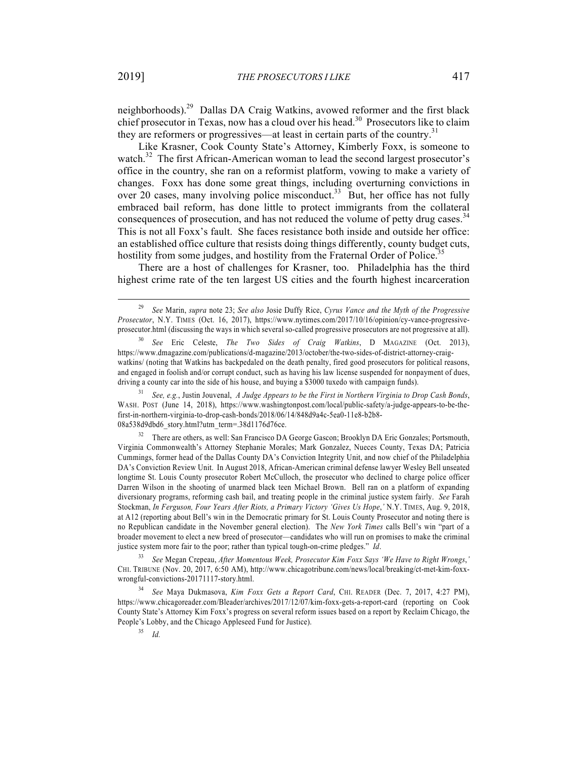neighborhoods).[29] Dallas DA Craig Watkins, avowed reformer and the first black chief prosecutor in Texas, now has a cloud over his head.[30] Prosecutors like to claim they are reformers or progressives—at least in certain parts of the country.[31]

Like Krasner, Cook County State's Attorney, Kimberly Foxx, is someone to watch.[32] The first African-American woman to lead the second largest prosecutor's office in the country, she ran on a reformist platform, vowing to make a variety of changes. Foxx has done some great things, including overturning convictions in over 20 cases, many involving police misconduct.[33] But, her office has not fully embraced bail reform, has done little to protect immigrants from the collateral consequences of prosecution, and has not reduced the volume of petty drug cases.[34] This is not all Foxx's fault. She faces resistance both inside and outside her office: an established office culture that resists doing things differently, county budget cuts, hostility from some judges, and hostility from the Fraternal Order of Police.[35]

There are a host of challenges for Krasner, too. Philadelphia has the third highest crime rate of the ten largest US cities and the fourth highest incarceration

---

[29] *See* Marin, *supra* note 23; *See also* Josie Duffy Rice, *Cyrus Vance and the Myth of the Progressive Prosecutor*, N.Y. TIMES (Oct. 16, 2017), https://www.nytimes.com/2017/10/16/opinion/cy-vance-progressive-prosecutor.html (discussing the ways in which several so-called progressive prosecutors are not progressive at all).

[30] *See* Eric Celeste, *The Two Sides of Craig Watkins*, D MAGAZINE (Oct. 2013), https://www.dmagazine.com/publications/d-magazine/2013/october/the-two-sides-of-district-attorney-craig-watkins/ (noting that Watkins has backpedaled on the death penalty, fired good prosecutors for political reasons, and engaged in foolish and/or corrupt conduct, such as having his law license suspended for nonpayment of dues, driving a county car into the side of his house, and buying a $3000 tuxedo with campaign funds).

[31] *See, e.g.*, Justin Jouvenal, *A Judge Appears to be the First in Northern Virginia to Drop Cash Bonds*, WASH. POST (June 14, 2018), https://www.washingtonpost.com/local/public-safety/a-judge-appears-to-be-the-first-in-northern-virginia-to-drop-cash-bonds/2018/06/14/848d9a4c-5ea0-11e8-b2b8-08a538d9dbd6_story.html?utm_term=.38d1176d76ce.

[32] There are others, as well: San Francisco DA George Gascon; Brooklyn DA Eric Gonzales; Portsmouth, Virginia Commonwealth's Attorney Stephanie Morales; Mark Gonzalez, Nueces County, Texas DA; Patricia Cummings, former head of the Dallas County DA's Conviction Integrity Unit, and now chief of the Philadelphia DA's Conviction Review Unit. In August 2018, African-American criminal defense lawyer Wesley Bell unseated longtime St. Louis County prosecutor Robert McCulloch, the prosecutor who declined to charge police officer Darren Wilson in the shooting of unarmed black teen Michael Brown. Bell ran on a platform of expanding diversionary programs, reforming cash bail, and treating people in the criminal justice system fairly. *See* Farah Stockman, *In Ferguson, Four Years After Riots, a Primary Victory 'Gives Us Hope*,*'* N.Y. TIMES, Aug. 9, 2018, at A12 (reporting about Bell's win in the Democratic primary for St. Louis County Prosecutor and noting there is no Republican candidate in the November general election). The *New York Times* calls Bell's win "part of a broader movement to elect a new breed of prosecutor—candidates who will run on promises to make the criminal justice system more fair to the poor; rather than typical tough-on-crime pledges." *Id*.

[33] *See* Megan Crepeau, *After Momentous Week, Prosecutor Kim Foxx Says 'We Have to Right Wrongs*,*'* CHI. TRIBUNE (Nov. 20, 2017, 6:50 AM), http://www.chicagotribune.com/news/local/breaking/ct-met-kim-foxx-wrongful-convictions-20171117-story.html.

[34] *See* Maya Dukmasova, *Kim Foxx Gets a Report Card*, CHI. READER (Dec. 7, 2017, 4:27 PM), https://www.chicagoreader.com/Bleader/archives/2017/12/07/kim-foxx-gets-a-report-card (reporting on Cook County State's Attorney Kim Foxx's progress on several reform issues based on a report by Reclaim Chicago, the People's Lobby, and the Chicago Appleseed Fund for Justice).

[35] *Id.*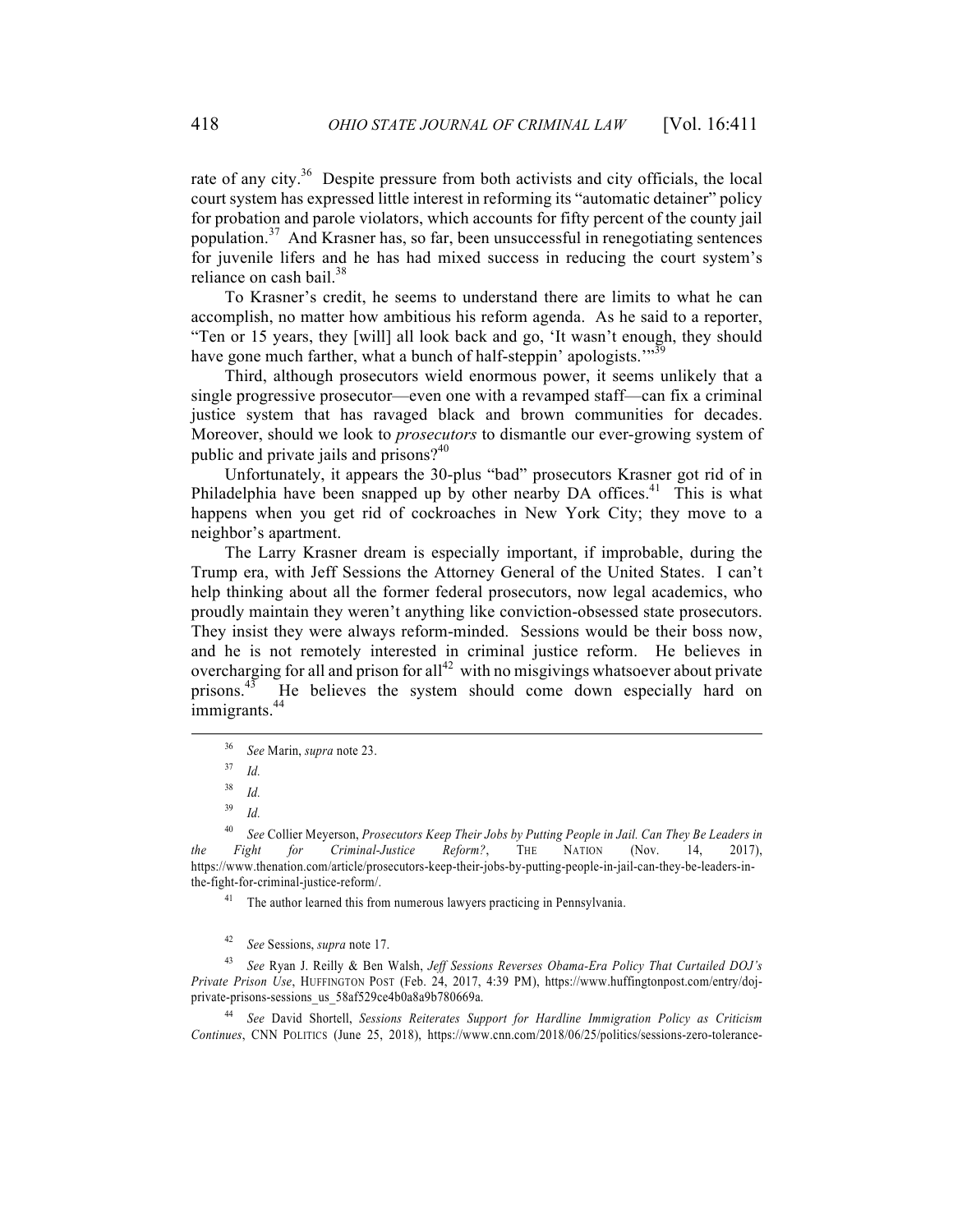rate of any city.[36] Despite pressure from both activists and city officials, the local court system has expressed little interest in reforming its "automatic detainer" policy for probation and parole violators, which accounts for fifty percent of the county jail population.[37] And Krasner has, so far, been unsuccessful in renegotiating sentences for juvenile lifers and he has had mixed success in reducing the court system's reliance on cash bail.[38]

To Krasner's credit, he seems to understand there are limits to what he can accomplish, no matter how ambitious his reform agenda. As he said to a reporter, "Ten or 15 years, they [will] all look back and go, 'It wasn't enough, they should have gone much farther, what a bunch of half-steppin' apologists.'"[39]

Third, although prosecutors wield enormous power, it seems unlikely that a single progressive prosecutor—even one with a revamped staff—can fix a criminal justice system that has ravaged black and brown communities for decades. Moreover, should we look to *prosecutors* to dismantle our ever-growing system of public and private jails and prisons?[40]

Unfortunately, it appears the 30-plus "bad" prosecutors Krasner got rid of in Philadelphia have been snapped up by other nearby DA offices.[41] This is what happens when you get rid of cockroaches in New York City; they move to a neighbor's apartment.

The Larry Krasner dream is especially important, if improbable, during the Trump era, with Jeff Sessions the Attorney General of the United States. I can't help thinking about all the former federal prosecutors, now legal academics, who proudly maintain they weren't anything like conviction-obsessed state prosecutors. They insist they were always reform-minded. Sessions would be their boss now, and he is not remotely interested in criminal justice reform. He believes in overcharging for all and prison for all[42] with no misgivings whatsoever about private prisons.[43] He believes the system should come down especially hard on immigrants.[44]

---

[36] *See* Marin, *supra* note 23.

[37] *Id.*

[38] *Id.*

[39] *Id.*

[40] *See* Collier Meyerson, *Prosecutors Keep Their Jobs by Putting People in Jail. Can They Be Leaders in the Fight for Criminal-Justice Reform?*, THE NATION (Nov. 14, 2017), https://www.thenation.com/article/prosecutors-keep-their-jobs-by-putting-people-in-jail-can-they-be-leaders-in-the-fight-for-criminal-justice-reform/.

[41] The author learned this from numerous lawyers practicing in Pennsylvania.

[42] *See* Sessions, *supra* note 17.

[43] *See* Ryan J. Reilly & Ben Walsh, *Jeff Sessions Reverses Obama-Era Policy That Curtailed DOJ's Private Prison Use*, HUFFINGTON POST (Feb. 24, 2017, 4:39 PM), https://www.huffingtonpost.com/entry/doj-private-prisons-sessions_us_58af529ce4b0a8a9b780669a.

[44] *See* David Shortell, *Sessions Reiterates Support for Hardline Immigration Policy as Criticism Continues*, CNN POLITICS (June 25, 2018), https://www.cnn.com/2018/06/25/politics/sessions-zero-tolerance-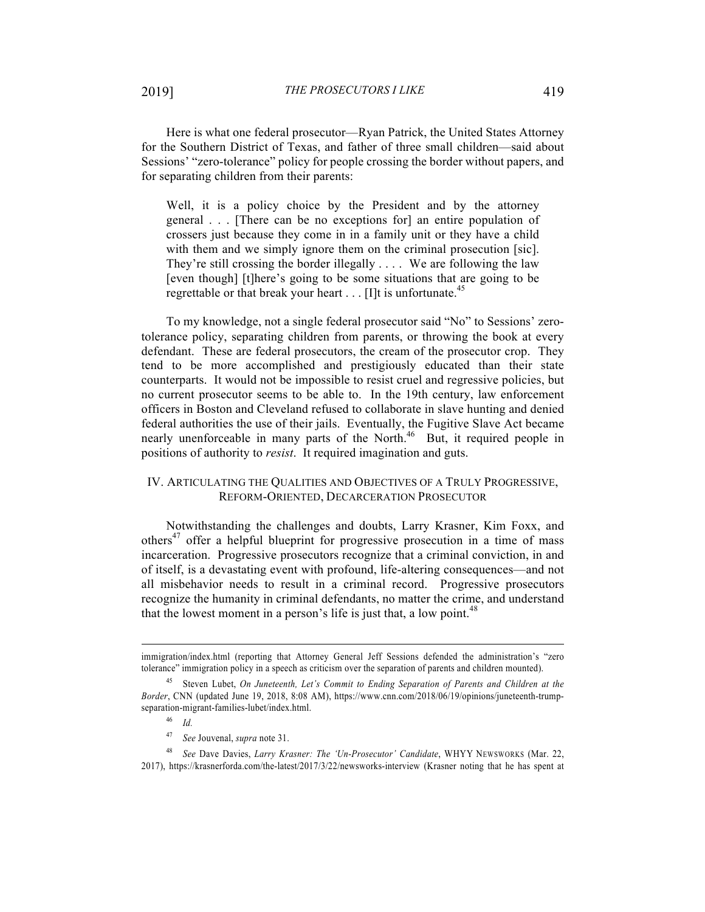Here is what one federal prosecutor—Ryan Patrick, the United States Attorney for the Southern District of Texas, and father of three small children—said about Sessions' "zero-tolerance" policy for people crossing the border without papers, and for separating children from their parents:

> Well, it is a policy choice by the President and by the attorney general . . . [There can be no exceptions for] an entire population of crossers just because they come in in a family unit or they have a child with them and we simply ignore them on the criminal prosecution [sic]. They're still crossing the border illegally . . . . We are following the law [even though] [t]here's going to be some situations that are going to be regrettable or that break your heart . . . [I]t is unfortunate.[45]

To my knowledge, not a single federal prosecutor said "No" to Sessions' zero-tolerance policy, separating children from parents, or throwing the book at every defendant. These are federal prosecutors, the cream of the prosecutor crop. They tend to be more accomplished and prestigiously educated than their state counterparts. It would not be impossible to resist cruel and regressive policies, but no current prosecutor seems to be able to. In the 19th century, law enforcement officers in Boston and Cleveland refused to collaborate in slave hunting and denied federal authorities the use of their jails. Eventually, the Fugitive Slave Act became nearly unenforceable in many parts of the North.[46] But, it required people in positions of authority to *resist*. It required imagination and guts.

## IV. Articulating the Qualities and Objectives of a Truly Progressive, Reform-Oriented, Decarceration Prosecutor

Notwithstanding the challenges and doubts, Larry Krasner, Kim Foxx, and others[47] offer a helpful blueprint for progressive prosecution in a time of mass incarceration. Progressive prosecutors recognize that a criminal conviction, in and of itself, is a devastating event with profound, life-altering consequences—and not all misbehavior needs to result in a criminal record. Progressive prosecutors recognize the humanity in criminal defendants, no matter the crime, and understand that the lowest moment in a person's life is just that, a low point.[48]

---

immigration/index.html (reporting that Attorney General Jeff Sessions defended the administration's "zero tolerance" immigration policy in a speech as criticism over the separation of parents and children mounted).

[45] Steven Lubet, *On Juneteenth, Let's Commit to Ending Separation of Parents and Children at the Border*, CNN (updated June 19, 2018, 8:08 AM), https://www.cnn.com/2018/06/19/opinions/juneteenth-trump-separation-migrant-families-lubet/index.html.

[46] *Id.*

[47] *See* Jouvenal, *supra* note 31.

[48] *See* Dave Davies, *Larry Krasner: The 'Un-Prosecutor' Candidate*, WHYY NEWSWORKS (Mar. 22, 2017), https://krasnerforda.com/the-latest/2017/3/22/newsworks-interview (Krasner noting that he has spent at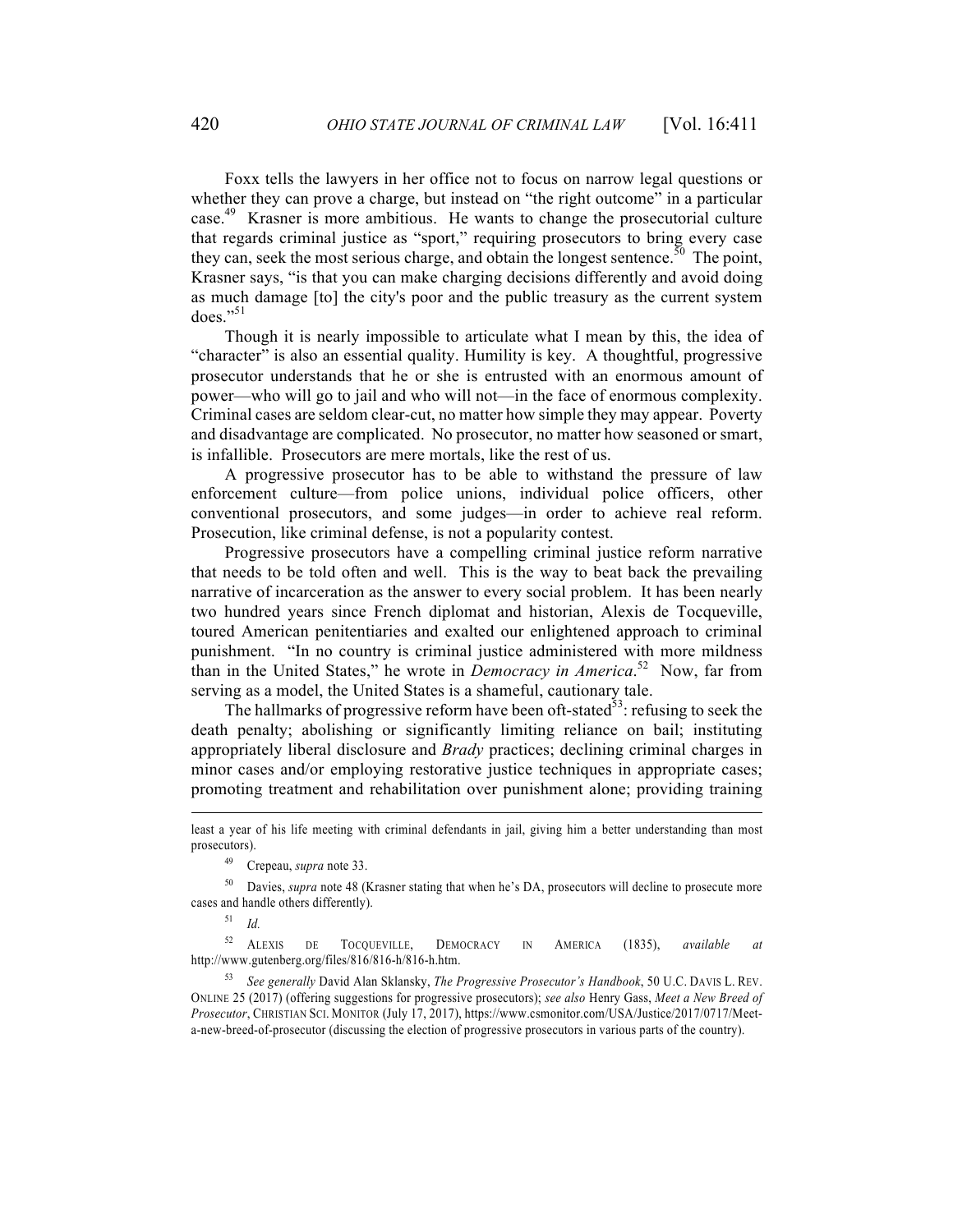Foxx tells the lawyers in her office not to focus on narrow legal questions or whether they can prove a charge, but instead on "the right outcome" in a particular case.[49] Krasner is more ambitious. He wants to change the prosecutorial culture that regards criminal justice as "sport," requiring prosecutors to bring every case they can, seek the most serious charge, and obtain the longest sentence.[50] The point, Krasner says, "is that you can make charging decisions differently and avoid doing as much damage [to] the city's poor and the public treasury as the current system does."[51]

Though it is nearly impossible to articulate what I mean by this, the idea of "character" is also an essential quality. Humility is key. A thoughtful, progressive prosecutor understands that he or she is entrusted with an enormous amount of power—who will go to jail and who will not—in the face of enormous complexity. Criminal cases are seldom clear-cut, no matter how simple they may appear. Poverty and disadvantage are complicated. No prosecutor, no matter how seasoned or smart, is infallible. Prosecutors are mere mortals, like the rest of us.

A progressive prosecutor has to be able to withstand the pressure of law enforcement culture—from police unions, individual police officers, other conventional prosecutors, and some judges—in order to achieve real reform. Prosecution, like criminal defense, is not a popularity contest.

Progressive prosecutors have a compelling criminal justice reform narrative that needs to be told often and well. This is the way to beat back the prevailing narrative of incarceration as the answer to every social problem. It has been nearly two hundred years since French diplomat and historian, Alexis de Tocqueville, toured American penitentiaries and exalted our enlightened approach to criminal punishment. "In no country is criminal justice administered with more mildness than in the United States," he wrote in *Democracy in America*.[52] Now, far from serving as a model, the United States is a shameful, cautionary tale.

The hallmarks of progressive reform have been oft-stated[53]: refusing to seek the death penalty; abolishing or significantly limiting reliance on bail; instituting appropriately liberal disclosure and *Brady* practices; declining criminal charges in minor cases and/or employing restorative justice techniques in appropriate cases; promoting treatment and rehabilitation over punishment alone; providing training

---

least a year of his life meeting with criminal defendants in jail, giving him a better understanding than most prosecutors).

[49] Crepeau, *supra* note 33.

[50] Davies, *supra* note 48 (Krasner stating that when he's DA, prosecutors will decline to prosecute more cases and handle others differently).

[51] *Id.*

[52] ALEXIS DE TOCQUEVILLE, DEMOCRACY IN AMERICA (1835), *available at* http://www.gutenberg.org/files/816/816-h/816-h.htm.

[53] *See generally* David Alan Sklansky, *The Progressive Prosecutor's Handbook*, 50 U.C. DAVIS L. REV. ONLINE 25 (2017) (offering suggestions for progressive prosecutors); *see also* Henry Gass, *Meet a New Breed of Prosecutor*, CHRISTIAN SCI. MONITOR (July 17, 2017), https://www.csmonitor.com/USA/Justice/2017/0717/Meet-a-new-breed-of-prosecutor (discussing the election of progressive prosecutors in various parts of the country).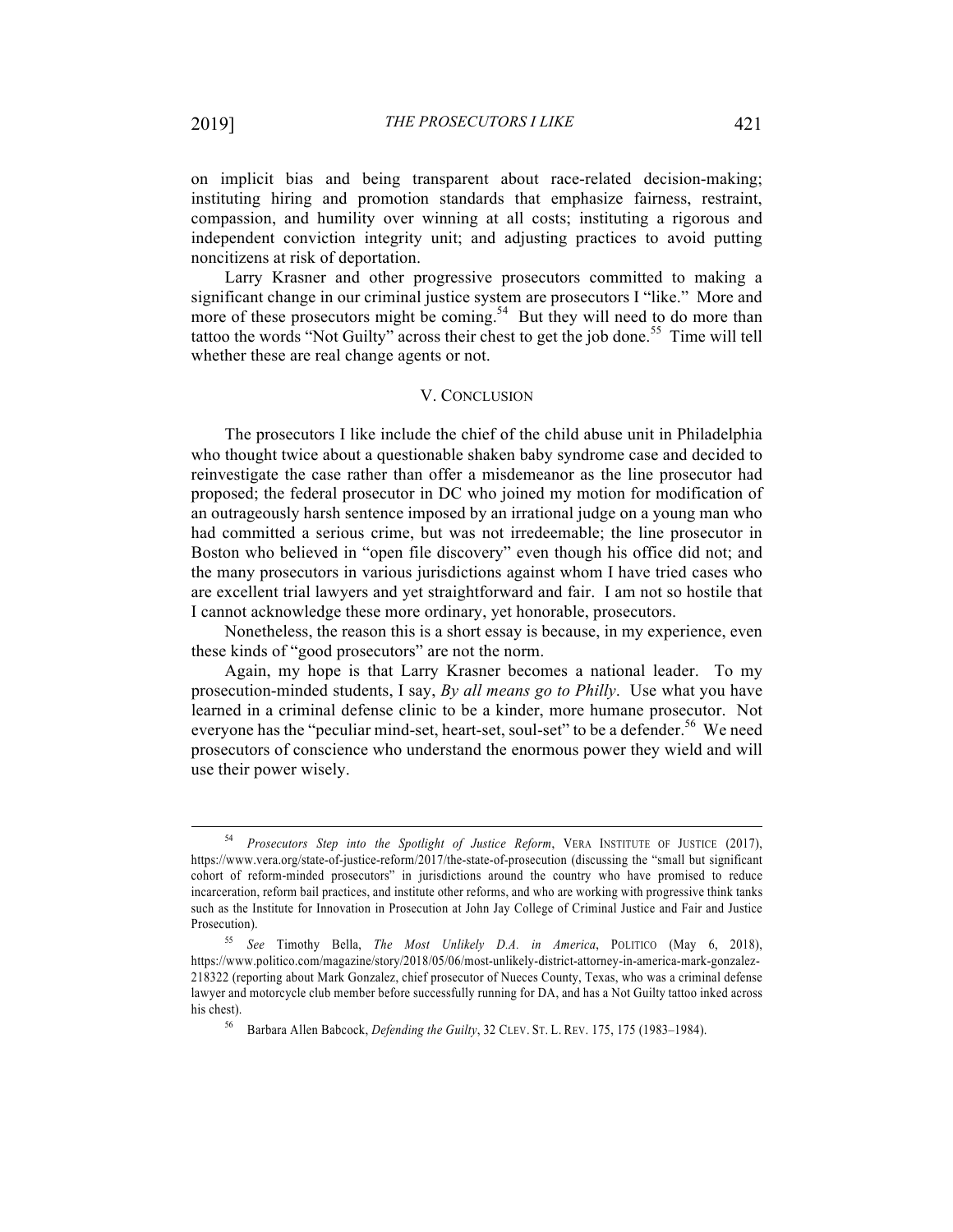on implicit bias and being transparent about race-related decision-making; instituting hiring and promotion standards that emphasize fairness, restraint, compassion, and humility over winning at all costs; instituting a rigorous and independent conviction integrity unit; and adjusting practices to avoid putting noncitizens at risk of deportation.

Larry Krasner and other progressive prosecutors committed to making a significant change in our criminal justice system are prosecutors I "like." More and more of these prosecutors might be coming.[54] But they will need to do more than tattoo the words "Not Guilty" across their chest to get the job done.[55] Time will tell whether these are real change agents or not.

## V. CONCLUSION

The prosecutors I like include the chief of the child abuse unit in Philadelphia who thought twice about a questionable shaken baby syndrome case and decided to reinvestigate the case rather than offer a misdemeanor as the line prosecutor had proposed; the federal prosecutor in DC who joined my motion for modification of an outrageously harsh sentence imposed by an irrational judge on a young man who had committed a serious crime, but was not irredeemable; the line prosecutor in Boston who believed in "open file discovery" even though his office did not; and the many prosecutors in various jurisdictions against whom I have tried cases who are excellent trial lawyers and yet straightforward and fair. I am not so hostile that I cannot acknowledge these more ordinary, yet honorable, prosecutors.

Nonetheless, the reason this is a short essay is because, in my experience, even these kinds of "good prosecutors" are not the norm.

Again, my hope is that Larry Krasner becomes a national leader. To my prosecution-minded students, I say, *By all means go to Philly*. Use what you have learned in a criminal defense clinic to be a kinder, more humane prosecutor. Not everyone has the "peculiar mind-set, heart-set, soul-set" to be a defender.[56] We need prosecutors of conscience who understand the enormous power they wield and will use their power wisely.

---

[54] *Prosecutors Step into the Spotlight of Justice Reform*, VERA INSTITUTE OF JUSTICE (2017), https://www.vera.org/state-of-justice-reform/2017/the-state-of-prosecution (discussing the "small but significant cohort of reform-minded prosecutors" in jurisdictions around the country who have promised to reduce incarceration, reform bail practices, and institute other reforms, and who are working with progressive think tanks such as the Institute for Innovation in Prosecution at John Jay College of Criminal Justice and Fair and Justice Prosecution).

[55] *See* Timothy Bella, *The Most Unlikely D.A. in America*, POLITICO (May 6, 2018), https://www.politico.com/magazine/story/2018/05/06/most-unlikely-district-attorney-in-america-mark-gonzalez-218322 (reporting about Mark Gonzalez, chief prosecutor of Nueces County, Texas, who was a criminal defense lawyer and motorcycle club member before successfully running for DA, and has a Not Guilty tattoo inked across his chest).

[56] Barbara Allen Babcock, *Defending the Guilty*, 32 CLEV. ST. L. REV. 175, 175 (1983–1984).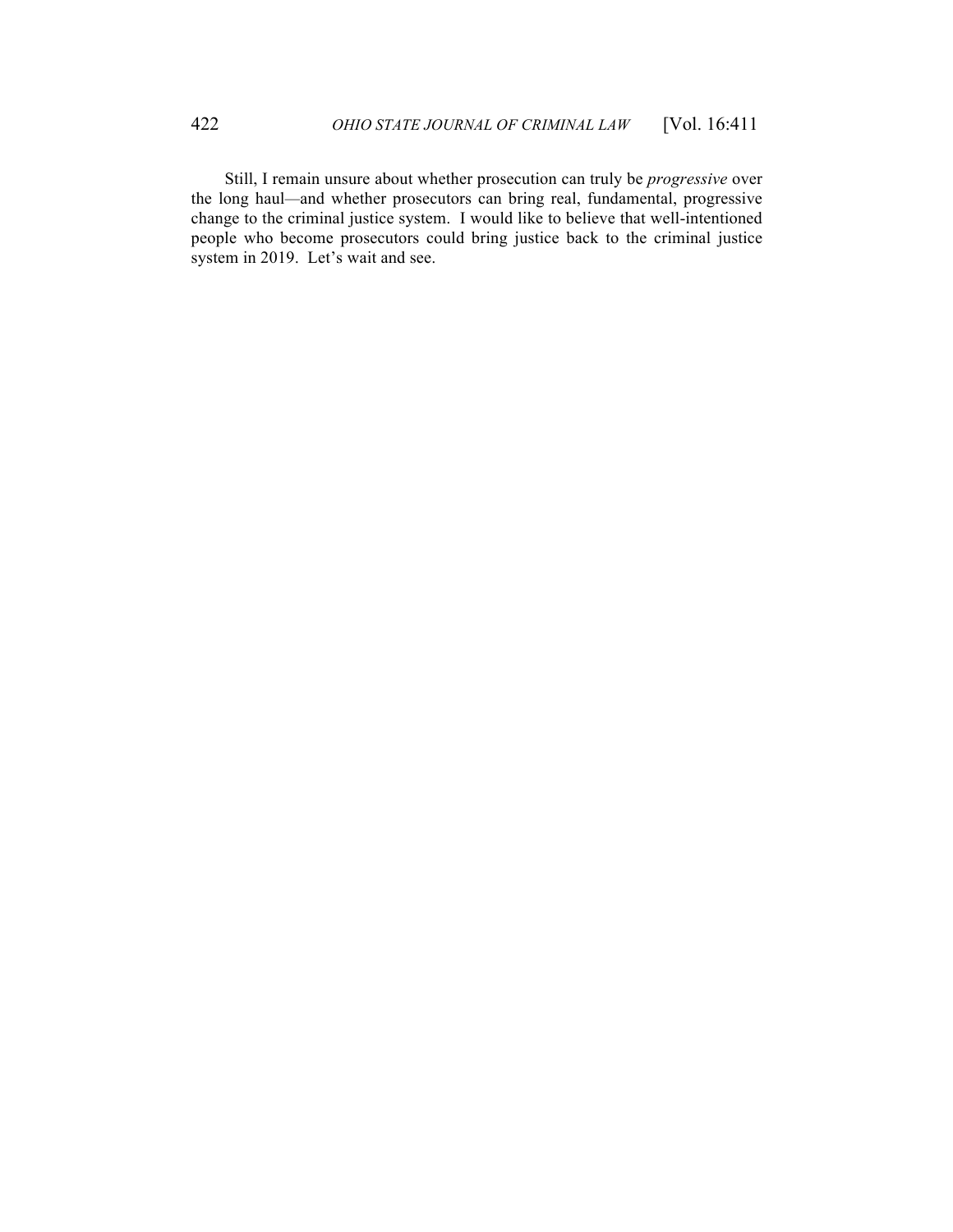Still, I remain unsure about whether prosecution can truly be *progressive* over the long haul—and whether prosecutors can bring real, fundamental, progressive change to the criminal justice system. I would like to believe that well-intentioned people who become prosecutors could bring justice back to the criminal justice system in 2019. Let's wait and see.